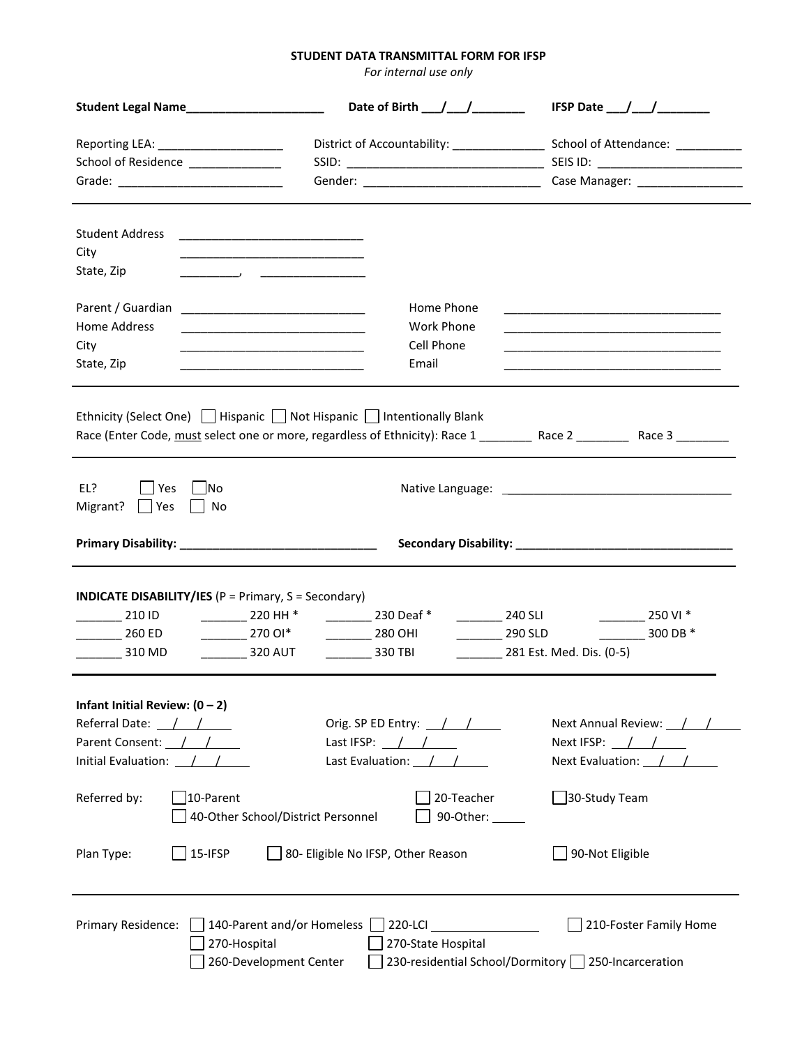# STUDENT DATA TRANSMITTAL FORM FOR IFSP

*For internal use only*

**Student Legal Name**_____________________ **Date of Birth** ___/___/________ **IFSP Date** ___/___/________

Reporting LEA: ___________________ District of Accountability: ______________ School of Attendance: __________

School of Residence ______________ SSID: ______________________________ SEIS ID: ______________________

Grade: _________________________ Gender: ___________________________ Case Manager: ________________

---

Student Address ____________________________

City ____________________________

State, Zip _________, _______________

Parent / Guardian ____________________________ Home Phone __________________________________

Home Address ____________________________ Work Phone __________________________________

City ____________________________ Cell Phone __________________________________

State, Zip ____________________________ Email __________________________________

---

Ethnicity (Select One) ☐ Hispanic ☐ Not Hispanic ☐ Intentionally Blank

Race (Enter Code, <u>must</u> select one or more, regardless of Ethnicity): Race 1 ________ Race 2 ________ Race 3 ________

---

EL? ☐ Yes ☐ No Native Language: ___________________________________

Migrant? ☐ Yes ☐ No

**Primary Disability: ______________________________** **Secondary Disability: _________________________________**

---

**INDICATE DISABILITY/IES** (P = Primary, S = Secondary)

| | | | | |
|---|---|---|---|---|
| _______ 210 ID | _______ 220 HH * | _______ 230 Deaf * | _______ 240 SLI | _______ 250 VI * |
| _______ 260 ED | _______ 270 OI* | _______ 280 OHI | _______ 290 SLD | _______ 300 DB * |
| _______ 310 MD | _______ 320 AUT | _______ 330 TBI | _______ 281 Est. Med. Dis. (0-5) | |

---

**Infant Initial Review: (0 – 2)**

Referral Date: __/__/____ Orig. SP ED Entry: __/__/____ Next Annual Review: __/__/____

Parent Consent: __/__/____ Last IFSP: __/__/____ Next IFSP: __/__/____

Initial Evaluation: __/__/____ Last Evaluation: __/__/____ Next Evaluation: __/__/____

Referred by: ☐ 10-Parent ☐ 20-Teacher ☐ 30-Study Team

☐ 40-Other School/District Personnel ☐ 90-Other: _____

Plan Type: ☐ 15-IFSP ☐ 80- Eligible No IFSP, Other Reason ☐ 90-Not Eligible

---

Primary Residence: ☐ 140-Parent and/or Homeless ☐ 220-LCI ________________ ☐ 210-Foster Family Home

☐ 270-Hospital ☐ 270-State Hospital

☐ 260-Development Center ☐ 230-residential School/Dormitory ☐ 250-Incarceration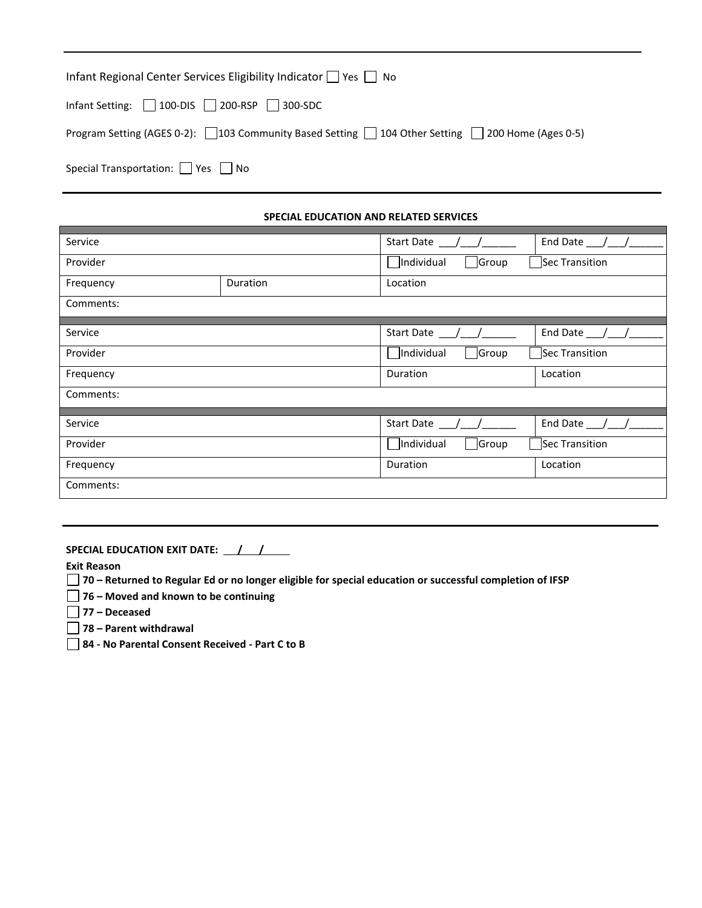Infant Regional Center Services Eligibility Indicator ☐ Yes ☐ No

Infant Setting: ☐ 100-DIS ☐ 200-RSP ☐ 300-SDC

Program Setting (AGES 0-2): ☐ 103 Community Based Setting ☐ 104 Other Setting ☐ 200 Home (Ages 0-5)

Special Transportation: ☐ Yes ☐ No

**SPECIAL EDUCATION AND RELATED SERVICES**

| | | | |
|---|---|---|---|
| Service | | Start Date ___/___/______ | End Date ___/___/______ |
| Provider | | ☐ Individual ☐ Group | ☐ Sec Transition |
| Frequency | Duration | Location | |
| Comments: | | | |

| | | |
|---|---|---|
| Service | Start Date ___/___/______ | End Date ___/___/______ |
| Provider | ☐ Individual ☐ Group | ☐ Sec Transition |
| Frequency | Duration | Location |
| Comments: | | |

| | | |
|---|---|---|
| Service | Start Date ___/___/______ | End Date ___/___/______ |
| Provider | ☐ Individual ☐ Group | ☐ Sec Transition |
| Frequency | Duration | Location |
| Comments: | | |

**SPECIAL EDUCATION EXIT DATE: ___/___/_____**

**Exit Reason**

☐ **70 – Returned to Regular Ed or no longer eligible for special education or successful completion of IFSP**

☐ **76 – Moved and known to be continuing**

☐ **77 – Deceased**

☐ **78 – Parent withdrawal**

☐ **84 - No Parental Consent Received - Part C to B**